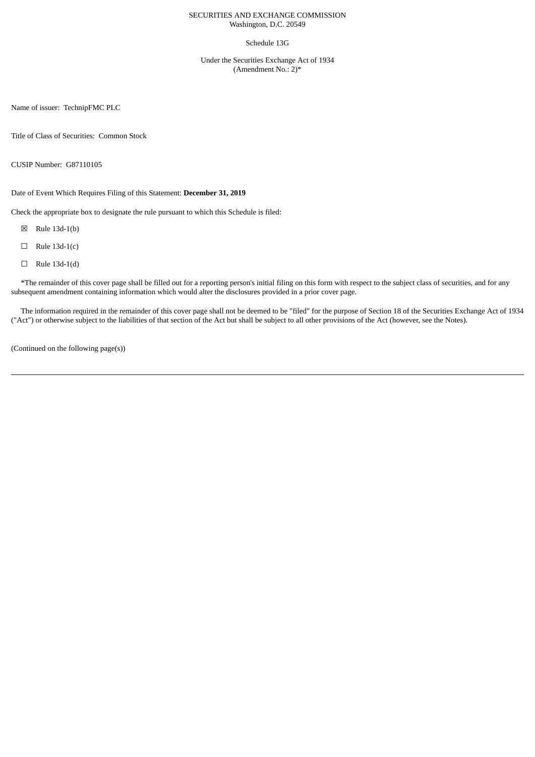SECURITIES AND EXCHANGE COMMISSION
Washington, D.C. 20549

Schedule 13G

Under the Securities Exchange Act of 1934
(Amendment No.: 2)*

Name of issuer: TechnipFMC PLC

Title of Class of Securities: Common Stock

CUSIP Number: G87110105

Date of Event Which Requires Filing of this Statement: **December 31, 2019**

Check the appropriate box to designate the rule pursuant to which this Schedule is filed:

☒ Rule 13d-1(b)

☐ Rule 13d-1(c)

☐ Rule 13d-1(d)

*The remainder of this cover page shall be filled out for a reporting person's initial filing on this form with respect to the subject class of securities, and for any subsequent amendment containing information which would alter the disclosures provided in a prior cover page.

The information required in the remainder of this cover page shall not be deemed to be "filed" for the purpose of Section 18 of the Securities Exchange Act of 1934 ("Act") or otherwise subject to the liabilities of that section of the Act but shall be subject to all other provisions of the Act (however, see the Notes).

(Continued on the following page(s))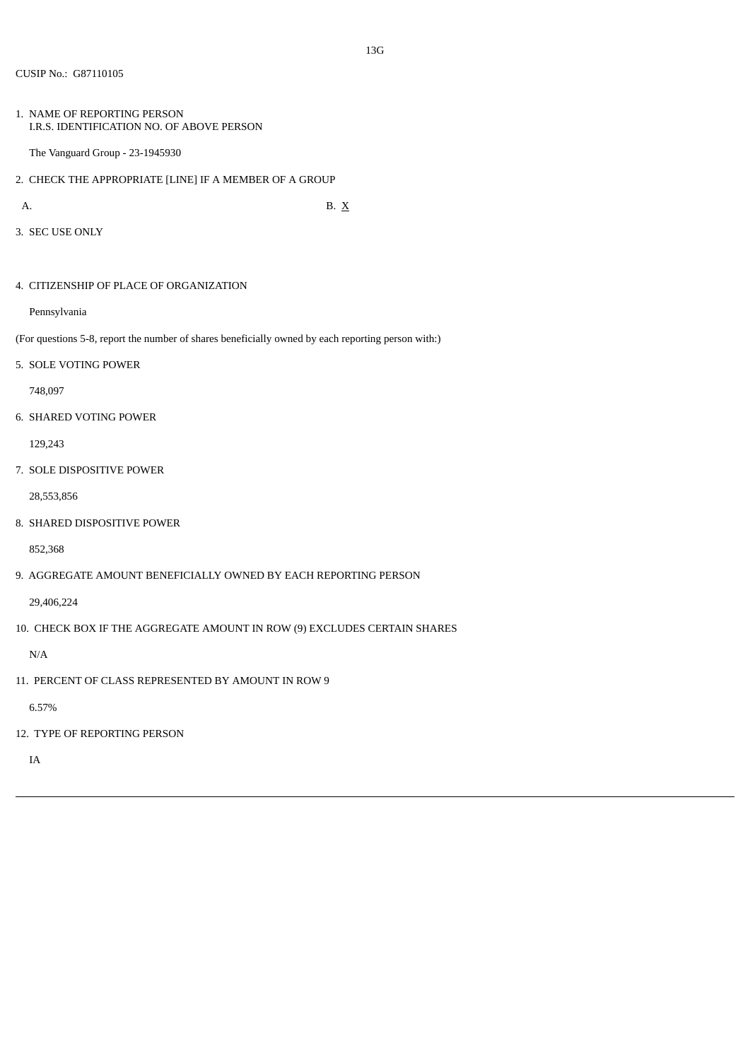13G

CUSIP No.: G87110105

1. NAME OF REPORTING PERSON
   I.R.S. IDENTIFICATION NO. OF ABOVE PERSON

   The Vanguard Group - 23-1945930

2. CHECK THE APPROPRIATE [LINE] IF A MEMBER OF A GROUP

   A. B. X

3. SEC USE ONLY

4. CITIZENSHIP OF PLACE OF ORGANIZATION

   Pennsylvania

(For questions 5-8, report the number of shares beneficially owned by each reporting person with:)

5. SOLE VOTING POWER

   748,097

6. SHARED VOTING POWER

   129,243

7. SOLE DISPOSITIVE POWER

   28,553,856

8. SHARED DISPOSITIVE POWER

   852,368

9. AGGREGATE AMOUNT BENEFICIALLY OWNED BY EACH REPORTING PERSON

   29,406,224

10. CHECK BOX IF THE AGGREGATE AMOUNT IN ROW (9) EXCLUDES CERTAIN SHARES

    N/A

11. PERCENT OF CLASS REPRESENTED BY AMOUNT IN ROW 9

    6.57%

12. TYPE OF REPORTING PERSON

    IA

---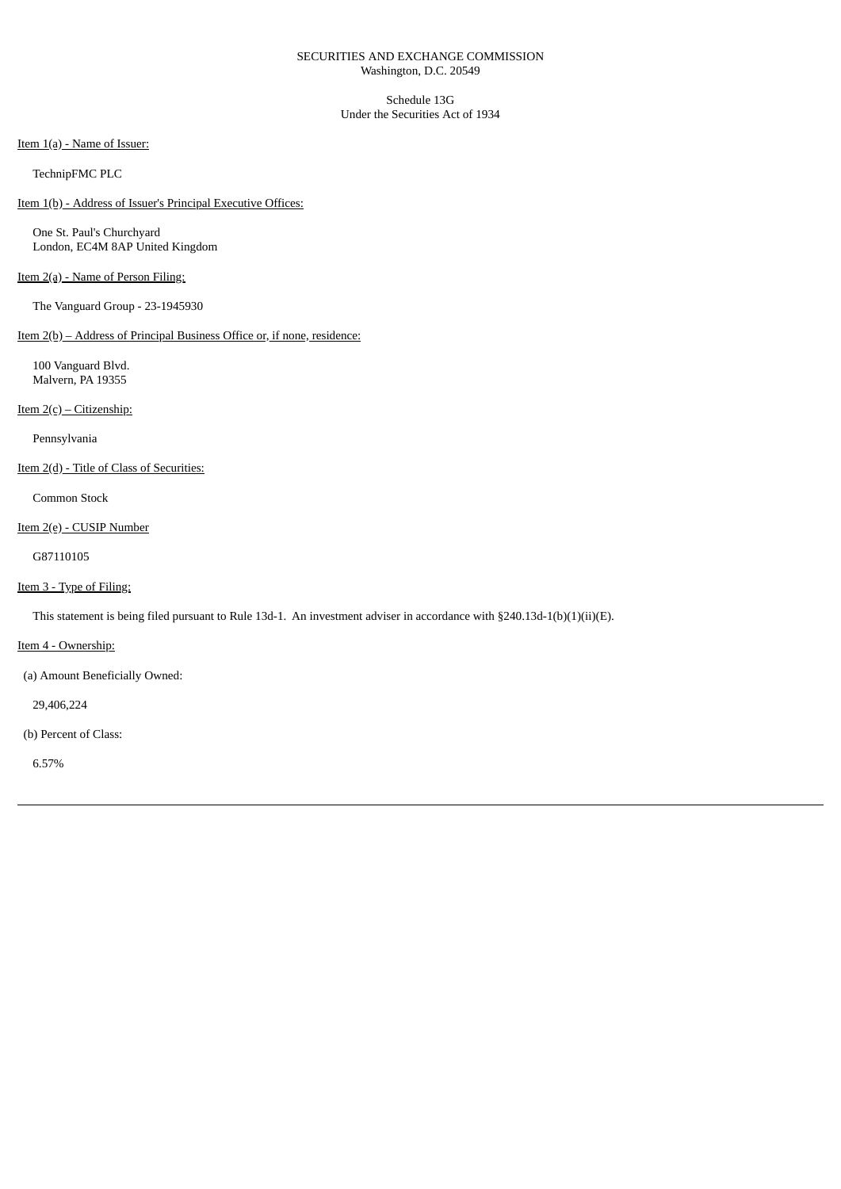SECURITIES AND EXCHANGE COMMISSION
Washington, D.C. 20549

Schedule 13G
Under the Securities Act of 1934

Item 1(a) - Name of Issuer:

TechnipFMC PLC

Item 1(b) - Address of Issuer's Principal Executive Offices:

One St. Paul's Churchyard
London, EC4M 8AP United Kingdom

Item 2(a) - Name of Person Filing:

The Vanguard Group - 23-1945930

Item 2(b) – Address of Principal Business Office or, if none, residence:

100 Vanguard Blvd.
Malvern, PA 19355

Item 2(c) – Citizenship:

Pennsylvania

Item 2(d) - Title of Class of Securities:

Common Stock

Item 2(e) - CUSIP Number

G87110105

Item 3 - Type of Filing:

This statement is being filed pursuant to Rule 13d-1. An investment adviser in accordance with §240.13d-1(b)(1)(ii)(E).

Item 4 - Ownership:

(a) Amount Beneficially Owned:

29,406,224

(b) Percent of Class:

6.57%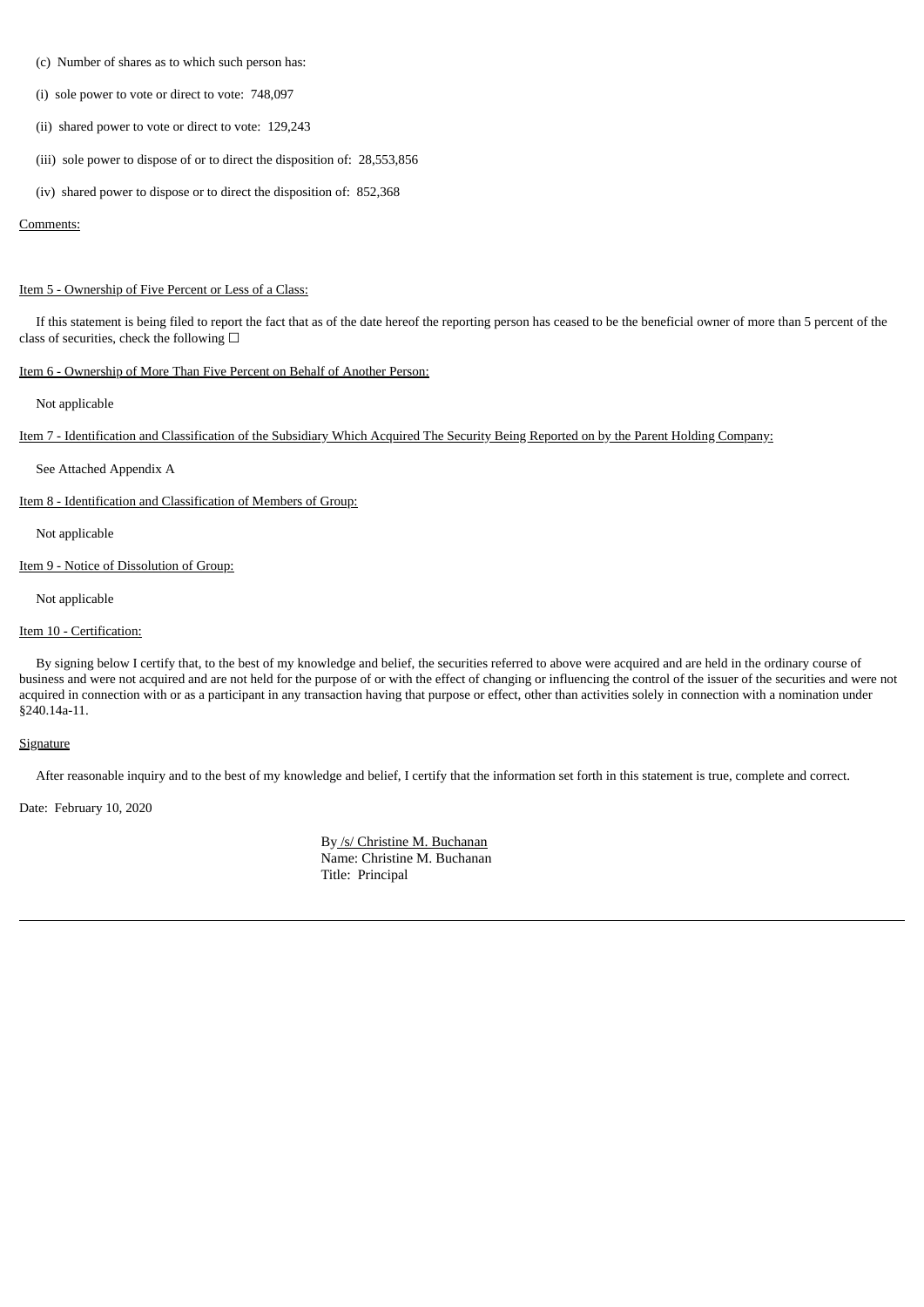(c) Number of shares as to which such person has:

(i) sole power to vote or direct to vote: 748,097

(ii) shared power to vote or direct to vote: 129,243

(iii) sole power to dispose of or to direct the disposition of: 28,553,856

(iv) shared power to dispose or to direct the disposition of: 852,368

Comments:

Item 5 - Ownership of Five Percent or Less of a Class:

If this statement is being filed to report the fact that as of the date hereof the reporting person has ceased to be the beneficial owner of more than 5 percent of the class of securities, check the following ☐

Item 6 - Ownership of More Than Five Percent on Behalf of Another Person:

Not applicable

Item 7 - Identification and Classification of the Subsidiary Which Acquired The Security Being Reported on by the Parent Holding Company:

See Attached Appendix A

Item 8 - Identification and Classification of Members of Group:

Not applicable

Item 9 - Notice of Dissolution of Group:

Not applicable

Item 10 - Certification:

By signing below I certify that, to the best of my knowledge and belief, the securities referred to above were acquired and are held in the ordinary course of business and were not acquired and are not held for the purpose of or with the effect of changing or influencing the control of the issuer of the securities and were not acquired in connection with or as a participant in any transaction having that purpose or effect, other than activities solely in connection with a nomination under §240.14a-11.

Signature

After reasonable inquiry and to the best of my knowledge and belief, I certify that the information set forth in this statement is true, complete and correct.

Date: February 10, 2020

By /s/ Christine M. Buchanan
Name: Christine M. Buchanan
Title: Principal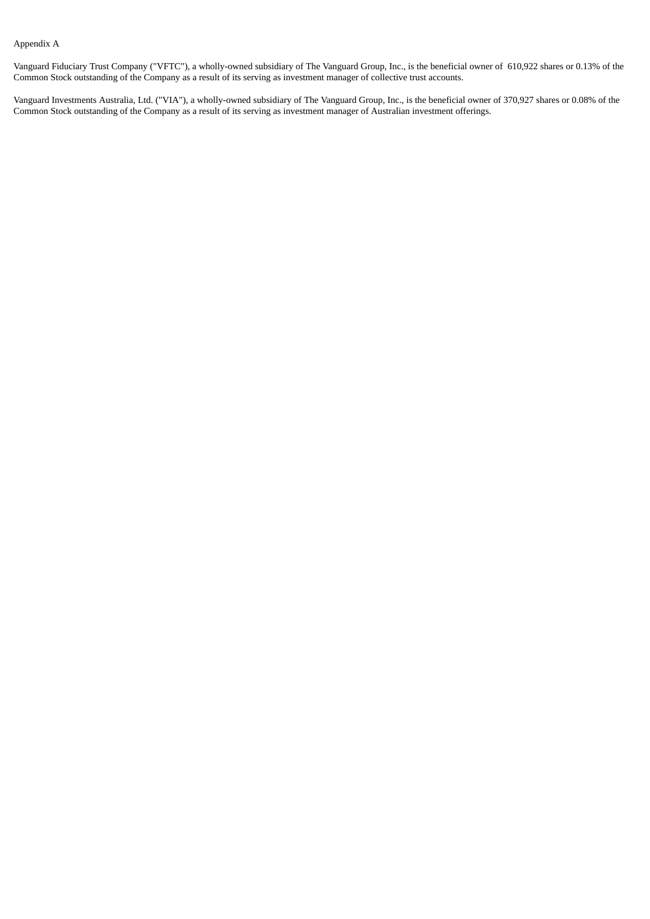Appendix A

Vanguard Fiduciary Trust Company ("VFTC"), a wholly-owned subsidiary of The Vanguard Group, Inc., is the beneficial owner of 610,922 shares or 0.13% of the Common Stock outstanding of the Company as a result of its serving as investment manager of collective trust accounts.

Vanguard Investments Australia, Ltd. ("VIA"), a wholly-owned subsidiary of The Vanguard Group, Inc., is the beneficial owner of 370,927 shares or 0.08% of the Common Stock outstanding of the Company as a result of its serving as investment manager of Australian investment offerings.